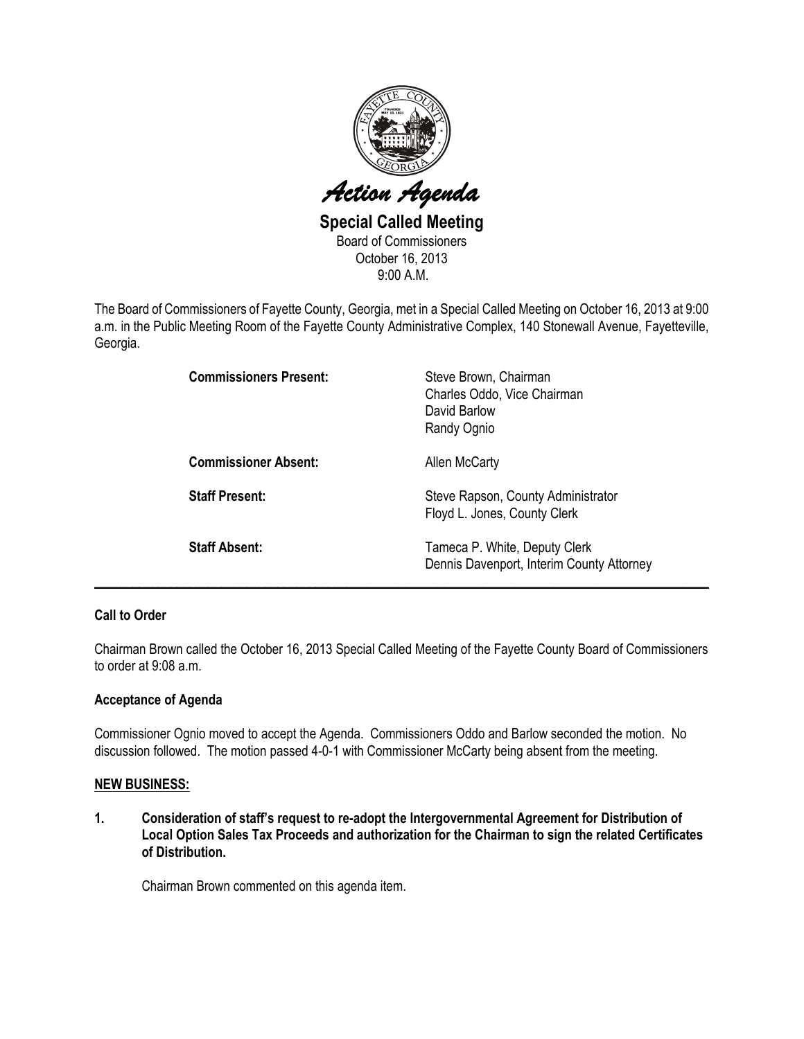# *Action Agenda*

**Special Called Meeting**
Board of Commissioners
October 16, 2013
9:00 A.M.

The Board of Commissioners of Fayette County, Georgia, met in a Special Called Meeting on October 16, 2013 at 9:00 a.m. in the Public Meeting Room of the Fayette County Administrative Complex, 140 Stonewall Avenue, Fayetteville, Georgia.

| | |
|---|---|
| **Commissioners Present:** | Steve Brown, Chairman<br>Charles Oddo, Vice Chairman<br>David Barlow<br>Randy Ognio |
| **Commissioner Absent:** | Allen McCarty |
| **Staff Present:** | Steve Rapson, County Administrator<br>Floyd L. Jones, County Clerk |
| **Staff Absent:** | Tameca P. White, Deputy Clerk<br>Dennis Davenport, Interim County Attorney |

---

**Call to Order**

Chairman Brown called the October 16, 2013 Special Called Meeting of the Fayette County Board of Commissioners to order at 9:08 a.m.

**Acceptance of Agenda**

Commissioner Ognio moved to accept the Agenda. Commissioners Oddo and Barlow seconded the motion. No discussion followed. The motion passed 4-0-1 with Commissioner McCarty being absent from the meeting.

**NEW BUSINESS:**

1. **Consideration of staff's request to re-adopt the Intergovernmental Agreement for Distribution of Local Option Sales Tax Proceeds and authorization for the Chairman to sign the related Certificates of Distribution.**

   Chairman Brown commented on this agenda item.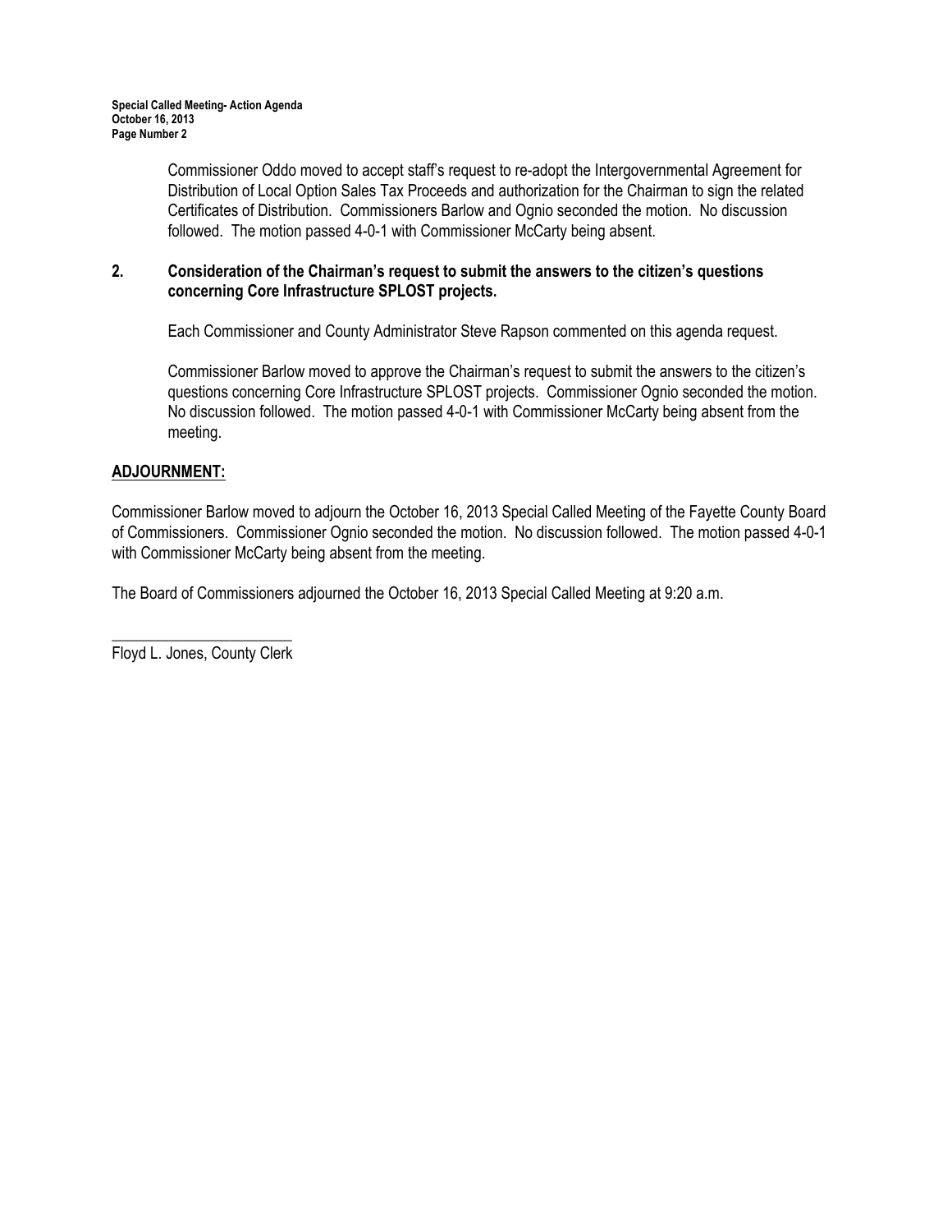Commissioner Oddo moved to accept staff's request to re-adopt the Intergovernmental Agreement for Distribution of Local Option Sales Tax Proceeds and authorization for the Chairman to sign the related Certificates of Distribution. Commissioners Barlow and Ognio seconded the motion. No discussion followed. The motion passed 4-0-1 with Commissioner McCarty being absent.

**2. Consideration of the Chairman's request to submit the answers to the citizen's questions concerning Core Infrastructure SPLOST projects.**

Each Commissioner and County Administrator Steve Rapson commented on this agenda request.

Commissioner Barlow moved to approve the Chairman's request to submit the answers to the citizen's questions concerning Core Infrastructure SPLOST projects. Commissioner Ognio seconded the motion. No discussion followed. The motion passed 4-0-1 with Commissioner McCarty being absent from the meeting.

**ADJOURNMENT:**

Commissioner Barlow moved to adjourn the October 16, 2013 Special Called Meeting of the Fayette County Board of Commissioners. Commissioner Ognio seconded the motion. No discussion followed. The motion passed 4-0-1 with Commissioner McCarty being absent from the meeting.

The Board of Commissioners adjourned the October 16, 2013 Special Called Meeting at 9:20 a.m.

\_\_\_\_\_\_\_\_\_\_\_\_\_\_\_\_\_\_\_\_\_\_\_\_

Floyd L. Jones, County Clerk